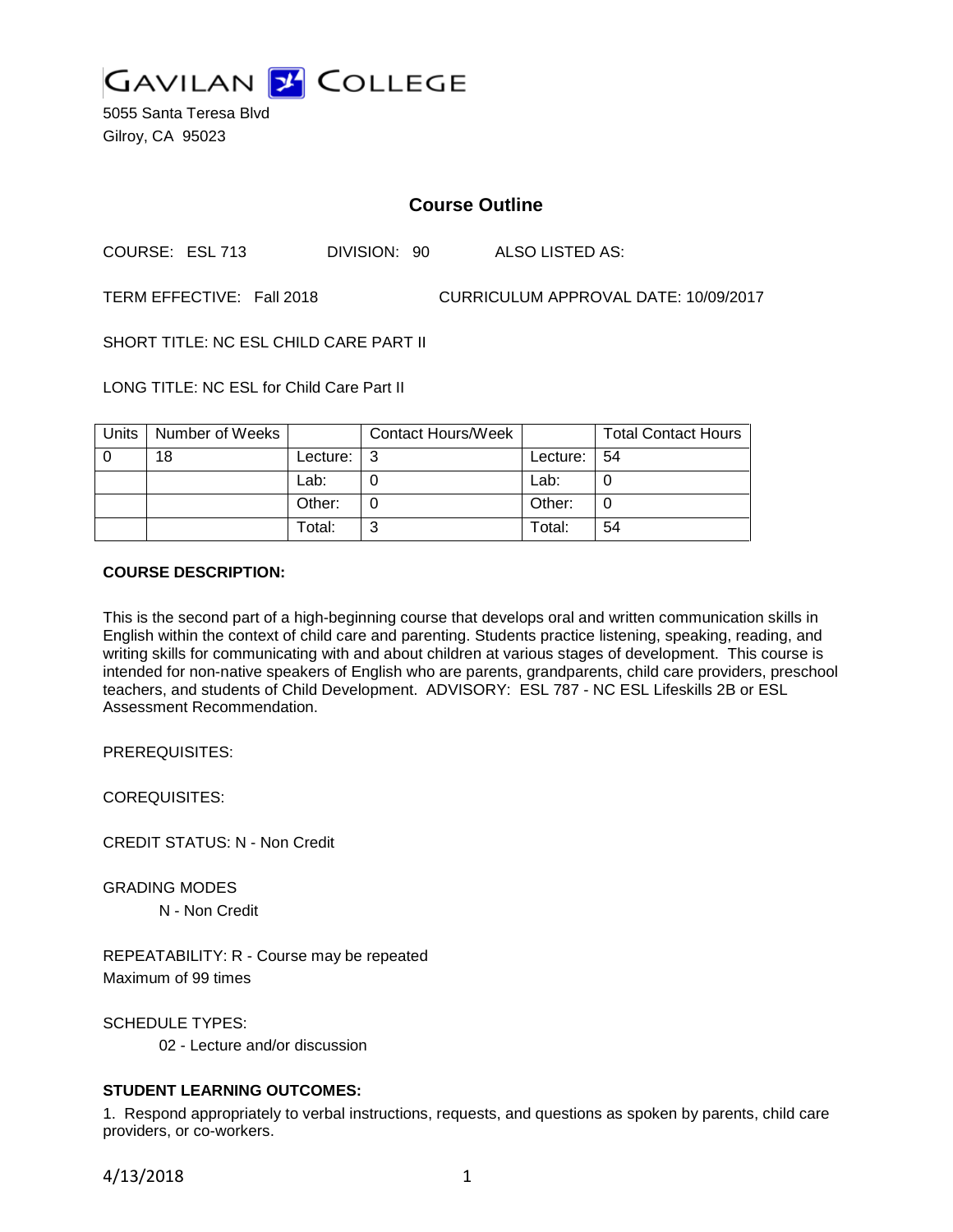# GAVILAN COLLEGE

5055 Santa Teresa Blvd
Gilroy, CA 95023

## Course Outline

COURSE: ESL 713 DIVISION: 90 ALSO LISTED AS:

TERM EFFECTIVE: Fall 2018 CURRICULUM APPROVAL DATE: 10/09/2017

SHORT TITLE: NC ESL CHILD CARE PART II

LONG TITLE: NC ESL for Child Care Part II

| Units | Number of Weeks | | Contact Hours/Week | | Total Contact Hours |
|---|---|---|---|---|---|
| 0 | 18 | Lecture: | 3 | Lecture: | 54 |
| | | Lab: | 0 | Lab: | 0 |
| | | Other: | 0 | Other: | 0 |
| | | Total: | 3 | Total: | 54 |

**COURSE DESCRIPTION:**

This is the second part of a high-beginning course that develops oral and written communication skills in English within the context of child care and parenting. Students practice listening, speaking, reading, and writing skills for communicating with and about children at various stages of development. This course is intended for non-native speakers of English who are parents, grandparents, child care providers, preschool teachers, and students of Child Development. ADVISORY: ESL 787 - NC ESL Lifeskills 2B or ESL Assessment Recommendation.

PREREQUISITES:

COREQUISITES:

CREDIT STATUS: N - Non Credit

GRADING MODES

N - Non Credit

REPEATABILITY: R - Course may be repeated
Maximum of 99 times

SCHEDULE TYPES:

02 - Lecture and/or discussion

**STUDENT LEARNING OUTCOMES:**

1. Respond appropriately to verbal instructions, requests, and questions as spoken by parents, child care providers, or co-workers.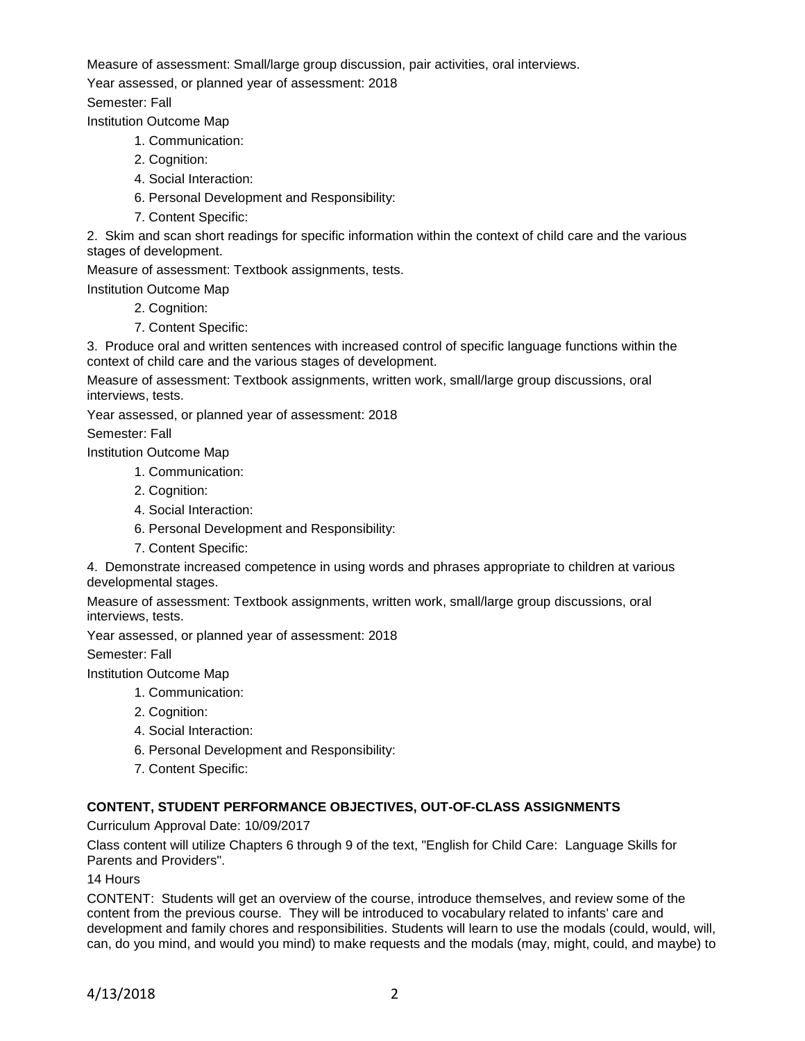Measure of assessment: Small/large group discussion, pair activities, oral interviews.

Year assessed, or planned year of assessment: 2018

Semester: Fall

Institution Outcome Map

1. Communication:
2. Cognition:
4. Social Interaction:
6. Personal Development and Responsibility:
7. Content Specific:

2. Skim and scan short readings for specific information within the context of child care and the various stages of development.

Measure of assessment: Textbook assignments, tests.

Institution Outcome Map

2. Cognition:
7. Content Specific:

3. Produce oral and written sentences with increased control of specific language functions within the context of child care and the various stages of development.

Measure of assessment: Textbook assignments, written work, small/large group discussions, oral interviews, tests.

Year assessed, or planned year of assessment: 2018

Semester: Fall

Institution Outcome Map

1. Communication:
2. Cognition:
4. Social Interaction:
6. Personal Development and Responsibility:
7. Content Specific:

4. Demonstrate increased competence in using words and phrases appropriate to children at various developmental stages.

Measure of assessment: Textbook assignments, written work, small/large group discussions, oral interviews, tests.

Year assessed, or planned year of assessment: 2018

Semester: Fall

Institution Outcome Map

1. Communication:
2. Cognition:
4. Social Interaction:
6. Personal Development and Responsibility:
7. Content Specific:

## CONTENT, STUDENT PERFORMANCE OBJECTIVES, OUT-OF-CLASS ASSIGNMENTS

Curriculum Approval Date: 10/09/2017

Class content will utilize Chapters 6 through 9 of the text, "English for Child Care: Language Skills for Parents and Providers".

14 Hours

CONTENT: Students will get an overview of the course, introduce themselves, and review some of the content from the previous course. They will be introduced to vocabulary related to infants' care and development and family chores and responsibilities. Students will learn to use the modals (could, would, will, can, do you mind, and would you mind) to make requests and the modals (may, might, could, and maybe) to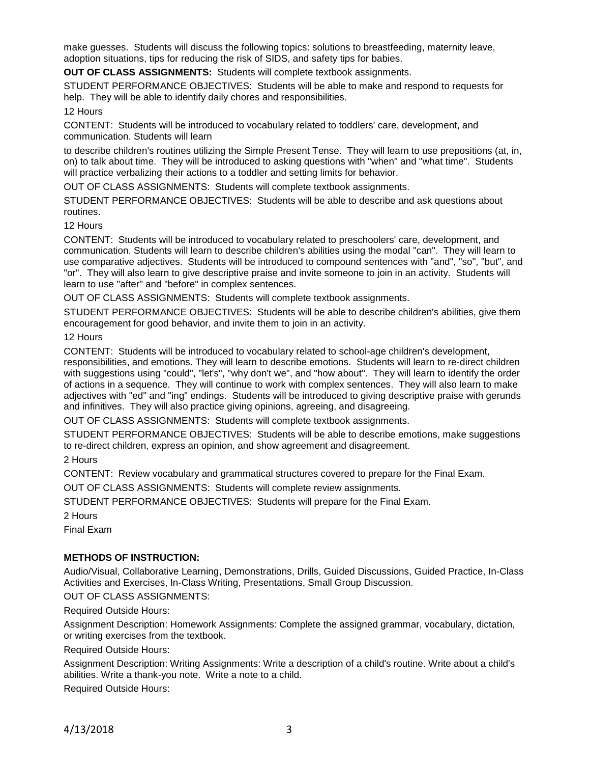make guesses. Students will discuss the following topics: solutions to breastfeeding, maternity leave, adoption situations, tips for reducing the risk of SIDS, and safety tips for babies.

**OUT OF CLASS ASSIGNMENTS:** Students will complete textbook assignments.

STUDENT PERFORMANCE OBJECTIVES: Students will be able to make and respond to requests for help. They will be able to identify daily chores and responsibilities.

12 Hours

CONTENT: Students will be introduced to vocabulary related to toddlers' care, development, and communication. Students will learn

to describe children's routines utilizing the Simple Present Tense. They will learn to use prepositions (at, in, on) to talk about time. They will be introduced to asking questions with "when" and "what time". Students will practice verbalizing their actions to a toddler and setting limits for behavior.

OUT OF CLASS ASSIGNMENTS: Students will complete textbook assignments.

STUDENT PERFORMANCE OBJECTIVES: Students will be able to describe and ask questions about routines.

12 Hours

CONTENT: Students will be introduced to vocabulary related to preschoolers' care, development, and communication. Students will learn to describe children's abilities using the modal "can". They will learn to use comparative adjectives. Students will be introduced to compound sentences with "and", "so", "but", and "or". They will also learn to give descriptive praise and invite someone to join in an activity. Students will learn to use "after" and "before" in complex sentences.

OUT OF CLASS ASSIGNMENTS: Students will complete textbook assignments.

STUDENT PERFORMANCE OBJECTIVES: Students will be able to describe children's abilities, give them encouragement for good behavior, and invite them to join in an activity.

12 Hours

CONTENT: Students will be introduced to vocabulary related to school-age children's development, responsibilities, and emotions. They will learn to describe emotions. Students will learn to re-direct children with suggestions using "could", "let's", "why don't we", and "how about". They will learn to identify the order of actions in a sequence. They will continue to work with complex sentences. They will also learn to make adjectives with "ed" and "ing" endings. Students will be introduced to giving descriptive praise with gerunds and infinitives. They will also practice giving opinions, agreeing, and disagreeing.

OUT OF CLASS ASSIGNMENTS: Students will complete textbook assignments.

STUDENT PERFORMANCE OBJECTIVES: Students will be able to describe emotions, make suggestions to re-direct children, express an opinion, and show agreement and disagreement.

2 Hours

CONTENT: Review vocabulary and grammatical structures covered to prepare for the Final Exam.

OUT OF CLASS ASSIGNMENTS: Students will complete review assignments.

STUDENT PERFORMANCE OBJECTIVES: Students will prepare for the Final Exam.

2 Hours

Final Exam

**METHODS OF INSTRUCTION:**

Audio/Visual, Collaborative Learning, Demonstrations, Drills, Guided Discussions, Guided Practice, In-Class Activities and Exercises, In-Class Writing, Presentations, Small Group Discussion.

OUT OF CLASS ASSIGNMENTS:

Required Outside Hours:

Assignment Description: Homework Assignments: Complete the assigned grammar, vocabulary, dictation, or writing exercises from the textbook.

Required Outside Hours:

Assignment Description: Writing Assignments: Write a description of a child's routine. Write about a child's abilities. Write a thank-you note. Write a note to a child.

Required Outside Hours: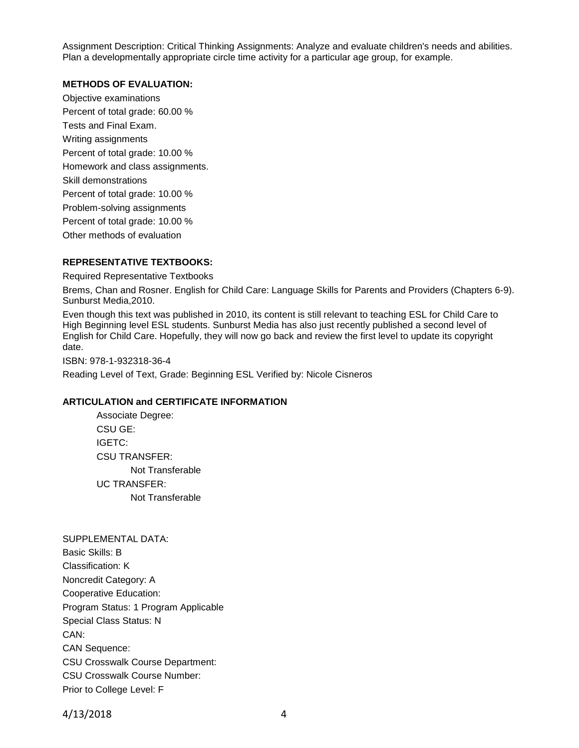Assignment Description: Critical Thinking Assignments: Analyze and evaluate children's needs and abilities. Plan a developmentally appropriate circle time activity for a particular age group, for example.

**METHODS OF EVALUATION:**

Objective examinations

Percent of total grade: 60.00 %

Tests and Final Exam.

Writing assignments

Percent of total grade: 10.00 %

Homework and class assignments.

Skill demonstrations

Percent of total grade: 10.00 %

Problem-solving assignments

Percent of total grade: 10.00 %

Other methods of evaluation

**REPRESENTATIVE TEXTBOOKS:**

Required Representative Textbooks

Brems, Chan and Rosner. English for Child Care: Language Skills for Parents and Providers (Chapters 6-9). Sunburst Media,2010.

Even though this text was published in 2010, its content is still relevant to teaching ESL for Child Care to High Beginning level ESL students. Sunburst Media has also just recently published a second level of English for Child Care. Hopefully, they will now go back and review the first level to update its copyright date.

ISBN: 978-1-932318-36-4

Reading Level of Text, Grade: Beginning ESL Verified by: Nicole Cisneros

**ARTICULATION and CERTIFICATE INFORMATION**

Associate Degree:

CSU GE:

IGETC:

CSU TRANSFER:

Not Transferable

UC TRANSFER:

Not Transferable

SUPPLEMENTAL DATA:

Basic Skills: B

Classification: K

Noncredit Category: A

Cooperative Education:

Program Status: 1 Program Applicable

Special Class Status: N

CAN:

CAN Sequence:

CSU Crosswalk Course Department:

CSU Crosswalk Course Number:

Prior to College Level: F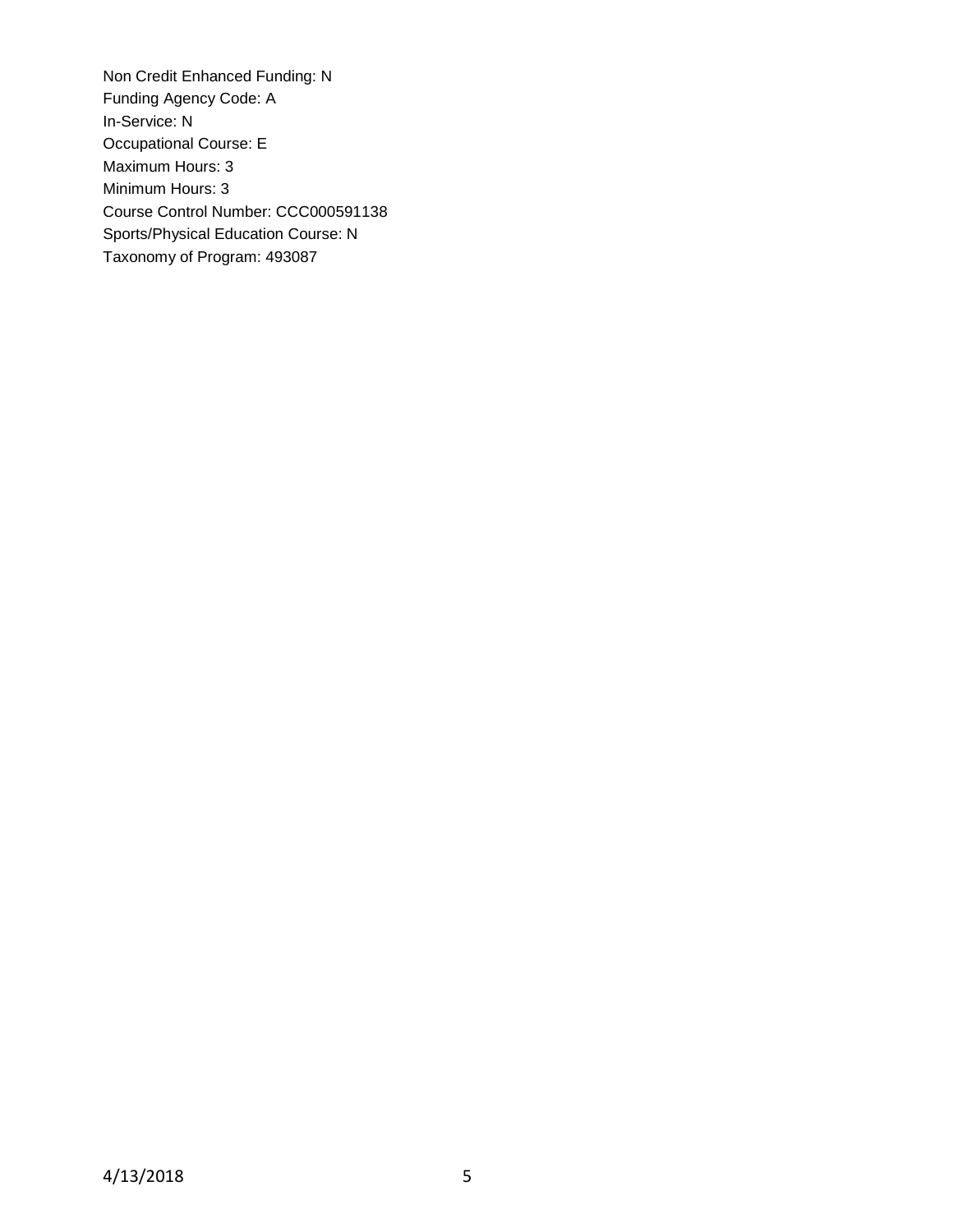Non Credit Enhanced Funding: N
Funding Agency Code: A
In-Service: N
Occupational Course: E
Maximum Hours: 3
Minimum Hours: 3
Course Control Number: CCC000591138
Sports/Physical Education Course: N
Taxonomy of Program: 493087